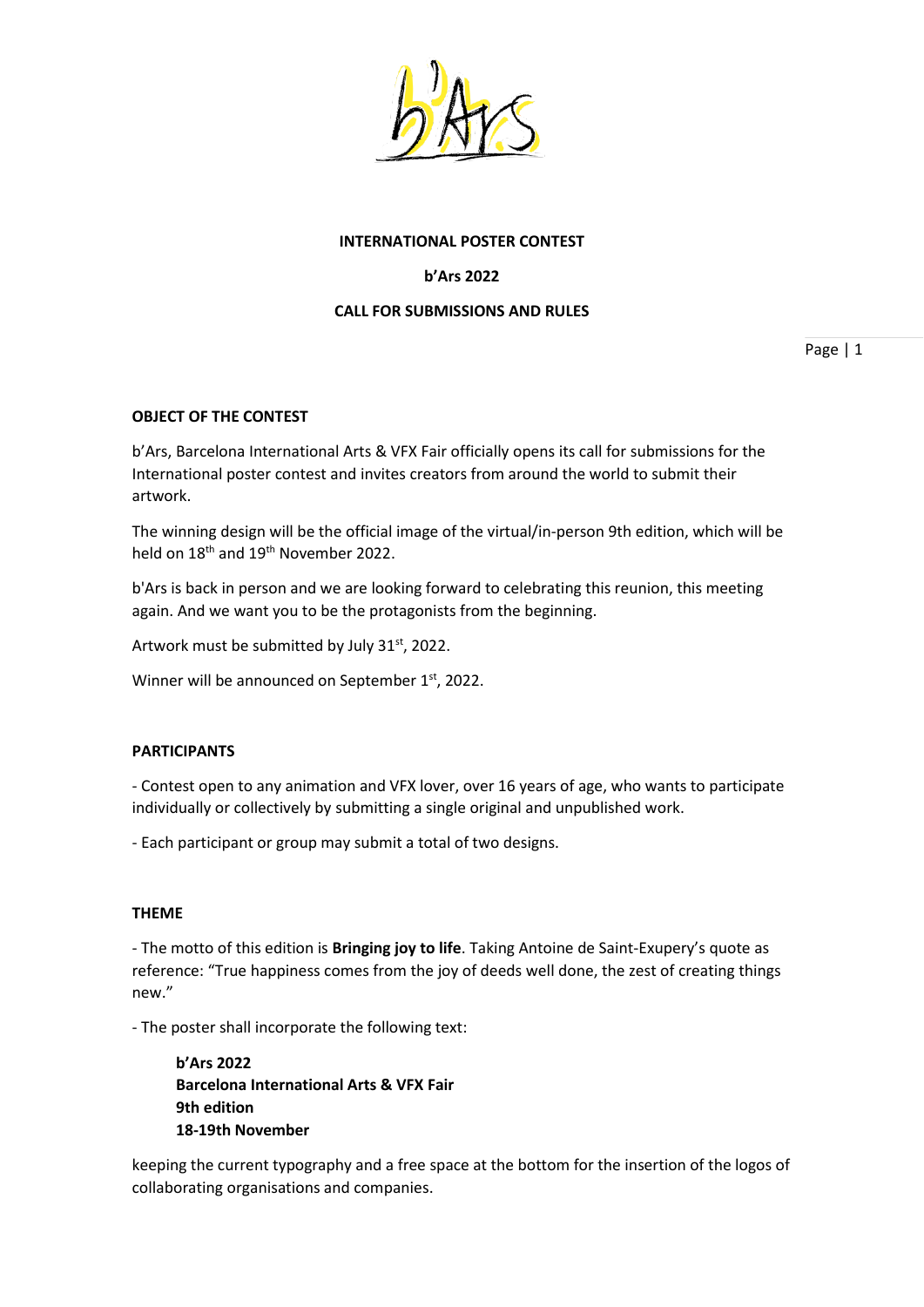**INTERNATIONAL POSTER CONTEST**

**b'Ars 2022**

**CALL FOR SUBMISSIONS AND RULES**

## OBJECT OF THE CONTEST

b'Ars, Barcelona International Arts & VFX Fair officially opens its call for submissions for the International poster contest and invites creators from around the world to submit their artwork.

The winning design will be the official image of the virtual/in-person 9th edition, which will be held on 18th and 19th November 2022.

b'Ars is back in person and we are looking forward to celebrating this reunion, this meeting again. And we want you to be the protagonists from the beginning.

Artwork must be submitted by July 31st, 2022.

Winner will be announced on September 1st, 2022.

## PARTICIPANTS

- Contest open to any animation and VFX lover, over 16 years of age, who wants to participate individually or collectively by submitting a single original and unpublished work.

- Each participant or group may submit a total of two designs.

## THEME

- The motto of this edition is **Bringing joy to life**. Taking Antoine de Saint-Exupery's quote as reference: "True happiness comes from the joy of deeds well done, the zest of creating things new."

- The poster shall incorporate the following text:

> **b'Ars 2022**
> **Barcelona International Arts & VFX Fair**
> **9th edition**
> **18-19th November**

keeping the current typography and a free space at the bottom for the insertion of the logos of collaborating organisations and companies.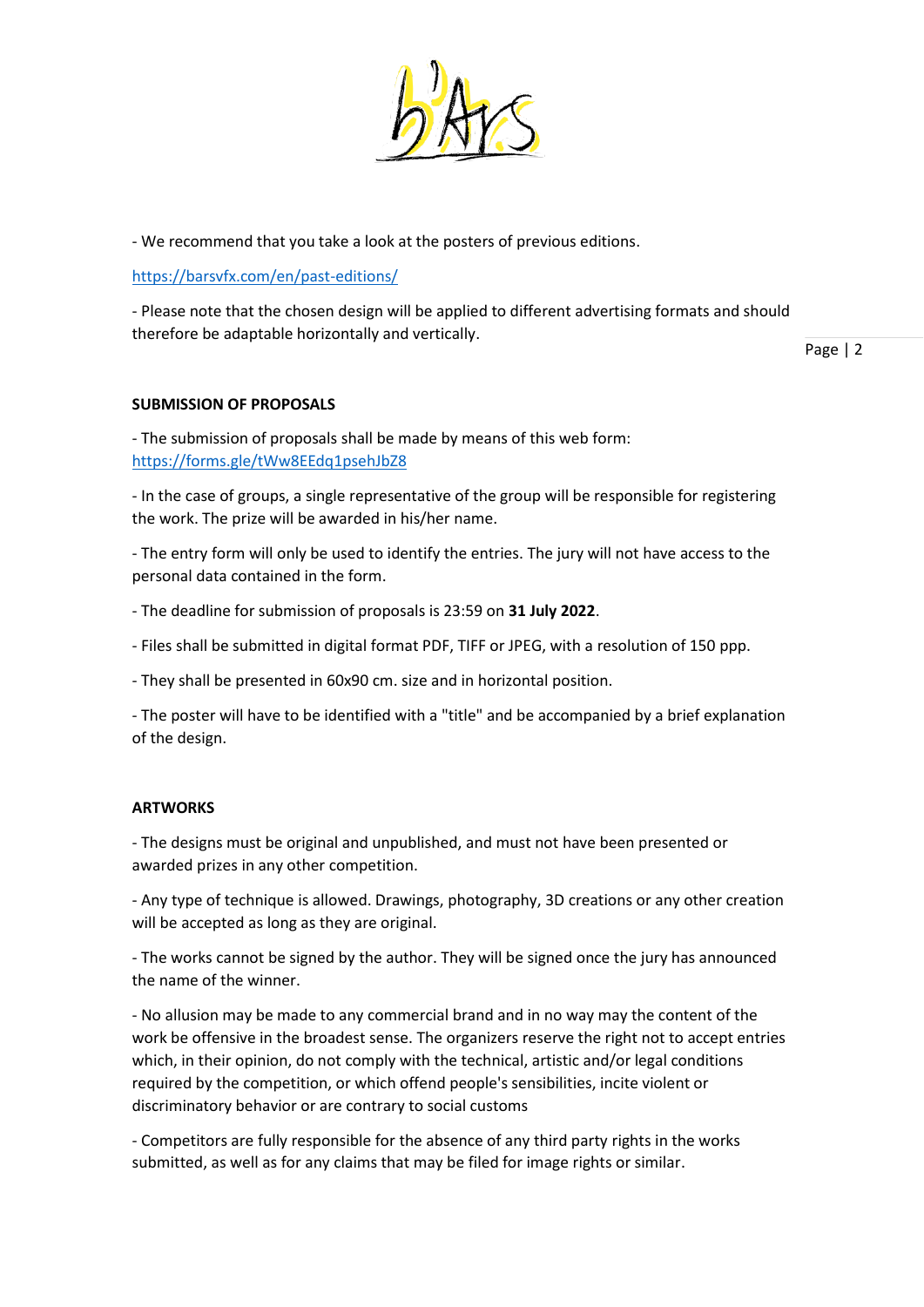- We recommend that you take a look at the posters of previous editions.

https://barsvfx.com/en/past-editions/

- Please note that the chosen design will be applied to different advertising formats and should therefore be adaptable horizontally and vertically.

**SUBMISSION OF PROPOSALS**

- The submission of proposals shall be made by means of this web form: https://forms.gle/tWw8EEdq1psehJbZ8

- In the case of groups, a single representative of the group will be responsible for registering the work. The prize will be awarded in his/her name.

- The entry form will only be used to identify the entries. The jury will not have access to the personal data contained in the form.

- The deadline for submission of proposals is 23:59 on **31 July 2022**.

- Files shall be submitted in digital format PDF, TIFF or JPEG, with a resolution of 150 ppp.

- They shall be presented in 60x90 cm. size and in horizontal position.

- The poster will have to be identified with a "title" and be accompanied by a brief explanation of the design.

**ARTWORKS**

- The designs must be original and unpublished, and must not have been presented or awarded prizes in any other competition.

- Any type of technique is allowed. Drawings, photography, 3D creations or any other creation will be accepted as long as they are original.

- The works cannot be signed by the author. They will be signed once the jury has announced the name of the winner.

- No allusion may be made to any commercial brand and in no way may the content of the work be offensive in the broadest sense. The organizers reserve the right not to accept entries which, in their opinion, do not comply with the technical, artistic and/or legal conditions required by the competition, or which offend people's sensibilities, incite violent or discriminatory behavior or are contrary to social customs

- Competitors are fully responsible for the absence of any third party rights in the works submitted, as well as for any claims that may be filed for image rights or similar.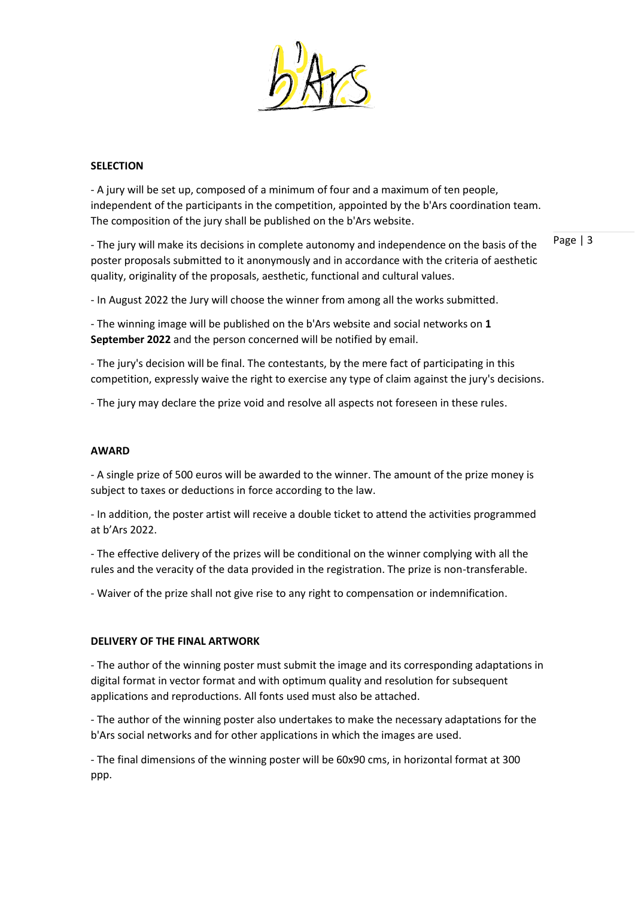## SELECTION

- A jury will be set up, composed of a minimum of four and a maximum of ten people, independent of the participants in the competition, appointed by the b'Ars coordination team. The composition of the jury shall be published on the b'Ars website.

- The jury will make its decisions in complete autonomy and independence on the basis of the poster proposals submitted to it anonymously and in accordance with the criteria of aesthetic quality, originality of the proposals, aesthetic, functional and cultural values.

- In August 2022 the Jury will choose the winner from among all the works submitted.

- The winning image will be published on the b'Ars website and social networks on **1 September 2022** and the person concerned will be notified by email.

- The jury's decision will be final. The contestants, by the mere fact of participating in this competition, expressly waive the right to exercise any type of claim against the jury's decisions.

- The jury may declare the prize void and resolve all aspects not foreseen in these rules.

## AWARD

- A single prize of 500 euros will be awarded to the winner. The amount of the prize money is subject to taxes or deductions in force according to the law.

- In addition, the poster artist will receive a double ticket to attend the activities programmed at b'Ars 2022.

- The effective delivery of the prizes will be conditional on the winner complying with all the rules and the veracity of the data provided in the registration. The prize is non-transferable.

- Waiver of the prize shall not give rise to any right to compensation or indemnification.

## DELIVERY OF THE FINAL ARTWORK

- The author of the winning poster must submit the image and its corresponding adaptations in digital format in vector format and with optimum quality and resolution for subsequent applications and reproductions. All fonts used must also be attached.

- The author of the winning poster also undertakes to make the necessary adaptations for the b'Ars social networks and for other applications in which the images are used.

- The final dimensions of the winning poster will be 60x90 cms, in horizontal format at 300 ppp.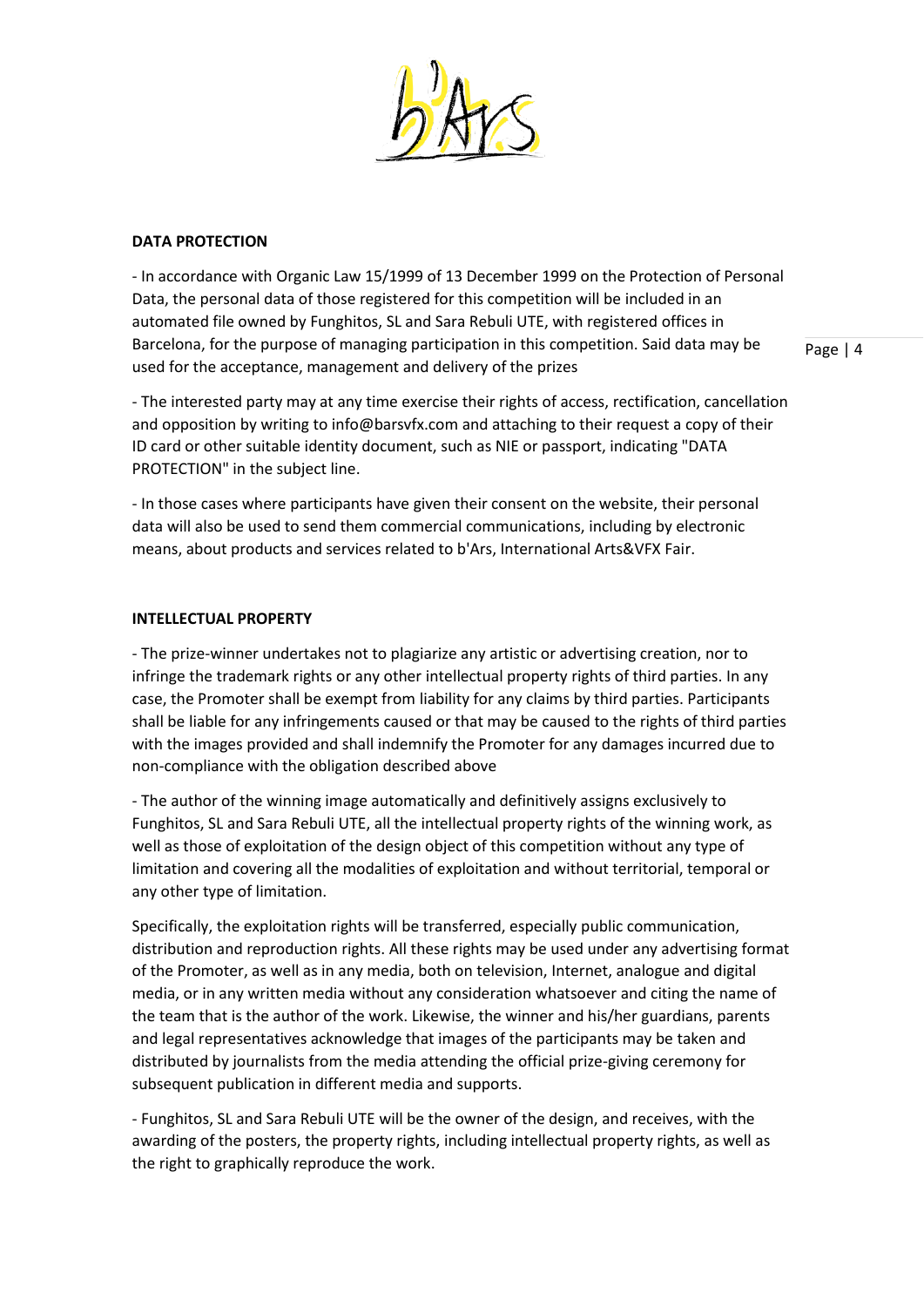## DATA PROTECTION

- In accordance with Organic Law 15/1999 of 13 December 1999 on the Protection of Personal Data, the personal data of those registered for this competition will be included in an automated file owned by Funghitos, SL and Sara Rebuli UTE, with registered offices in Barcelona, for the purpose of managing participation in this competition. Said data may be used for the acceptance, management and delivery of the prizes

- The interested party may at any time exercise their rights of access, rectification, cancellation and opposition by writing to info@barsvfx.com and attaching to their request a copy of their ID card or other suitable identity document, such as NIE or passport, indicating "DATA PROTECTION" in the subject line.

- In those cases where participants have given their consent on the website, their personal data will also be used to send them commercial communications, including by electronic means, about products and services related to b'Ars, International Arts&VFX Fair.

## INTELLECTUAL PROPERTY

- The prize-winner undertakes not to plagiarize any artistic or advertising creation, nor to infringe the trademark rights or any other intellectual property rights of third parties. In any case, the Promoter shall be exempt from liability for any claims by third parties. Participants shall be liable for any infringements caused or that may be caused to the rights of third parties with the images provided and shall indemnify the Promoter for any damages incurred due to non-compliance with the obligation described above

- The author of the winning image automatically and definitively assigns exclusively to Funghitos, SL and Sara Rebuli UTE, all the intellectual property rights of the winning work, as well as those of exploitation of the design object of this competition without any type of limitation and covering all the modalities of exploitation and without territorial, temporal or any other type of limitation.

Specifically, the exploitation rights will be transferred, especially public communication, distribution and reproduction rights. All these rights may be used under any advertising format of the Promoter, as well as in any media, both on television, Internet, analogue and digital media, or in any written media without any consideration whatsoever and citing the name of the team that is the author of the work. Likewise, the winner and his/her guardians, parents and legal representatives acknowledge that images of the participants may be taken and distributed by journalists from the media attending the official prize-giving ceremony for subsequent publication in different media and supports.

- Funghitos, SL and Sara Rebuli UTE will be the owner of the design, and receives, with the awarding of the posters, the property rights, including intellectual property rights, as well as the right to graphically reproduce the work.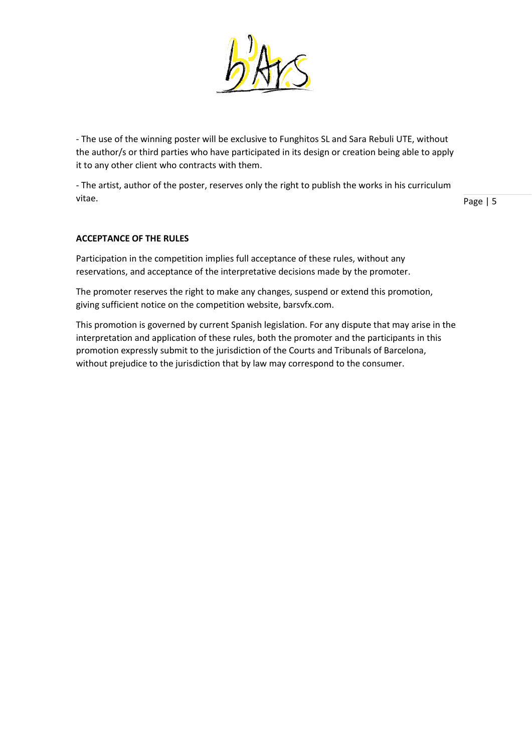- The use of the winning poster will be exclusive to Funghitos SL and Sara Rebuli UTE, without the author/s or third parties who have participated in its design or creation being able to apply it to any other client who contracts with them.

- The artist, author of the poster, reserves only the right to publish the works in his curriculum vitae.

**ACCEPTANCE OF THE RULES**

Participation in the competition implies full acceptance of these rules, without any reservations, and acceptance of the interpretative decisions made by the promoter.

The promoter reserves the right to make any changes, suspend or extend this promotion, giving sufficient notice on the competition website, barsvfx.com.

This promotion is governed by current Spanish legislation. For any dispute that may arise in the interpretation and application of these rules, both the promoter and the participants in this promotion expressly submit to the jurisdiction of the Courts and Tribunals of Barcelona, without prejudice to the jurisdiction that by law may correspond to the consumer.